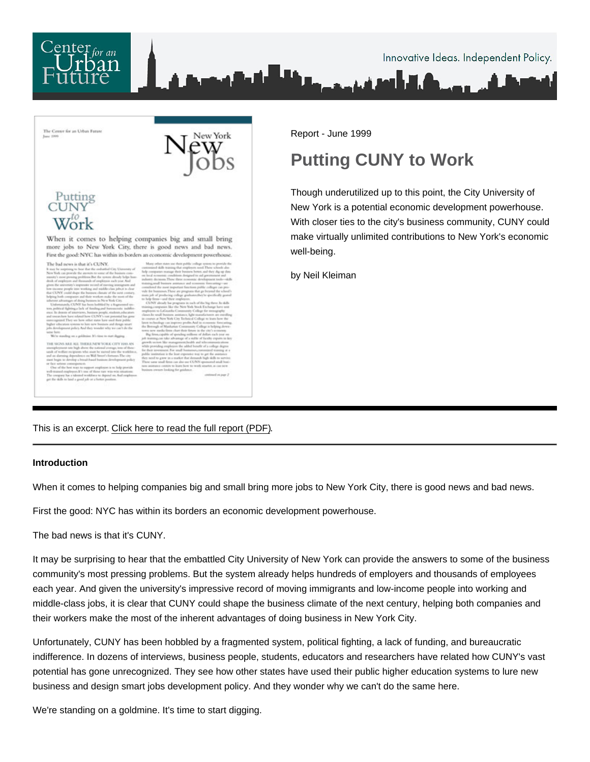Report - June 1999

# Putting CUNY to Work

Though underutilized up to this point, the City University of New York is a potential economic development powerhouse. With closer ties to the city's business community, CUNY could make virtually unlimited contributions to New York's economic well-being.

by Neil Kleiman

This is an excerpt. Click here to read the full report (PDF).

**Introduction**

When it comes to helping companies big and small bring more jobs to New York City, there is good news and bad news.

First the good: NYC has within its borders an economic development powerhouse.

The bad news is that it's CUNY.

It may be surprising to hear that the embattled City University of New York can provide the answers to some of the business community's most pressing problems. But the system already helps hundreds of employers and thousands of employees each year. And given the university's impressive record of moving immigrants and low-income people into working and middle-class jobs, it is clear that CUNY could shape the business climate of the next century, helping both companies and their workers make the most of the inherent advantages of doing business in New York City.

Unfortunately, CUNY has been hobbled by a fragmented system, political fighting, a lack of funding, and bureaucratic indifference. In dozens of interviews, business people, students, educators and researchers have related how CUNY's vast potential has gone unrecognized. They see how other states have used their public higher education systems to lure new business and design smart jobs development policy. And they wonder why we can't do the same here.

We're standing on a goldmine. It's time to start digging.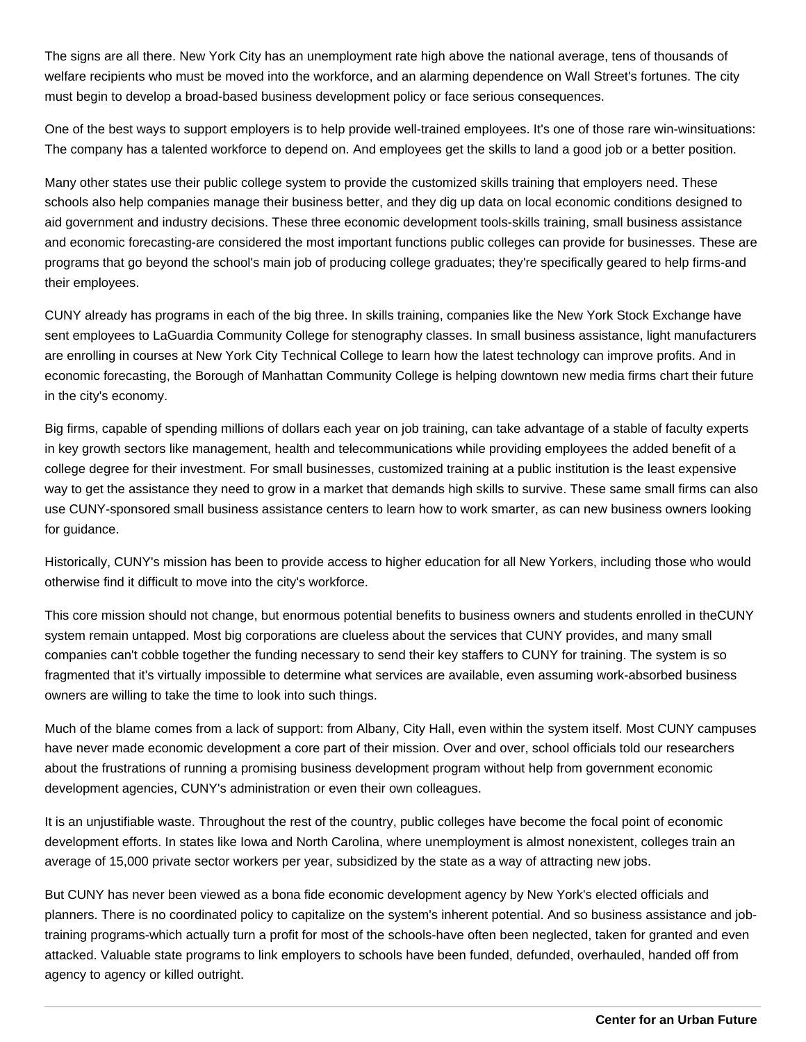The signs are all there. New York City has an unemployment rate high above the national average, tens of thousands of welfare recipients who must be moved into the workforce, and an alarming dependence on Wall Street's fortunes. The city must begin to develop a broad-based business development policy or face serious consequences.

One of the best ways to support employers is to help provide well-trained employees. It's one of those rare win-winsituations: The company has a talented workforce to depend on. And employees get the skills to land a good job or a better position.

Many other states use their public college system to provide the customized skills training that employers need. These schools also help companies manage their business better, and they dig up data on local economic conditions designed to aid government and industry decisions. These three economic development tools-skills training, small business assistance and economic forecasting-are considered the most important functions public colleges can provide for businesses. These are programs that go beyond the school's main job of producing college graduates; they're specifically geared to help firms-and their employees.

CUNY already has programs in each of the big three. In skills training, companies like the New York Stock Exchange have sent employees to LaGuardia Community College for stenography classes. In small business assistance, light manufacturers are enrolling in courses at New York City Technical College to learn how the latest technology can improve profits. And in economic forecasting, the Borough of Manhattan Community College is helping downtown new media firms chart their future in the city's economy.

Big firms, capable of spending millions of dollars each year on job training, can take advantage of a stable of faculty experts in key growth sectors like management, health and telecommunications while providing employees the added benefit of a college degree for their investment. For small businesses, customized training at a public institution is the least expensive way to get the assistance they need to grow in a market that demands high skills to survive. These same small firms can also use CUNY-sponsored small business assistance centers to learn how to work smarter, as can new business owners looking for guidance.

Historically, CUNY's mission has been to provide access to higher education for all New Yorkers, including those who would otherwise find it difficult to move into the city's workforce.

This core mission should not change, but enormous potential benefits to business owners and students enrolled in theCUNY system remain untapped. Most big corporations are clueless about the services that CUNY provides, and many small companies can't cobble together the funding necessary to send their key staffers to CUNY for training. The system is so fragmented that it's virtually impossible to determine what services are available, even assuming work-absorbed business owners are willing to take the time to look into such things.

Much of the blame comes from a lack of support: from Albany, City Hall, even within the system itself. Most CUNY campuses have never made economic development a core part of their mission. Over and over, school officials told our researchers about the frustrations of running a promising business development program without help from government economic development agencies, CUNY's administration or even their own colleagues.

It is an unjustifiable waste. Throughout the rest of the country, public colleges have become the focal point of economic development efforts. In states like Iowa and North Carolina, where unemployment is almost nonexistent, colleges train an average of 15,000 private sector workers per year, subsidized by the state as a way of attracting new jobs.

But CUNY has never been viewed as a bona fide economic development agency by New York's elected officials and planners. There is no coordinated policy to capitalize on the system's inherent potential. And so business assistance and job-training programs-which actually turn a profit for most of the schools-have often been neglected, taken for granted and even attacked. Valuable state programs to link employers to schools have been funded, defunded, overhauled, handed off from agency to agency or killed outright.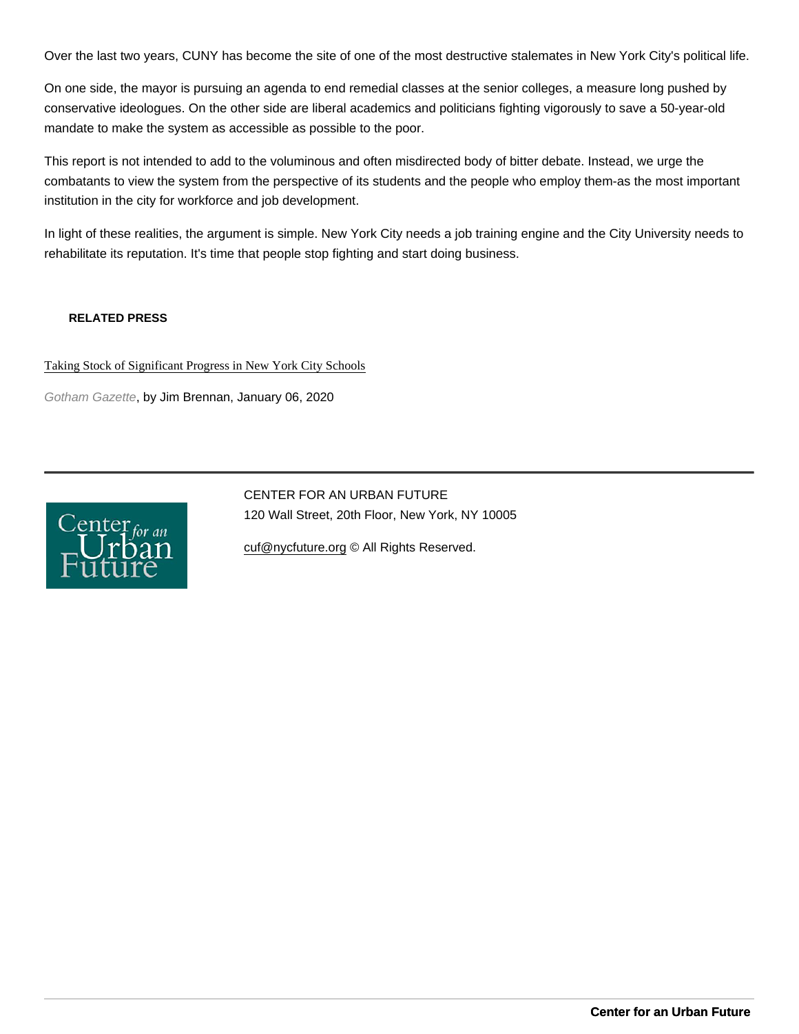Over the last two years, CUNY has become the site of one of the most destructive stalemates in New York City's political life.

On one side, the mayor is pursuing an agenda to end remedial classes at the senior colleges, a measure long pushed by conservative ideologues. On the other side are liberal academics and politicians fighting vigorously to save a 50-year-old mandate to make the system as accessible as possible to the poor.

This report is not intended to add to the voluminous and often misdirected body of bitter debate. Instead, we urge the combatants to view the system from the perspective of its students and the people who employ them-as the most important institution in the city for workforce and job development.

In light of these realities, the argument is simple. New York City needs a job training engine and the City University needs to rehabilitate its reputation. It's time that people stop fighting and start doing business.

**RELATED PRESS**

Taking Stock of Significant Progress in New York City Schools

*Gotham Gazette*, by Jim Brennan, January 06, 2020

---

Center for an Urban Future

CENTER FOR AN URBAN FUTURE
120 Wall Street, 20th Floor, New York, NY 10005

cuf@nycfuture.org © All Rights Reserved.